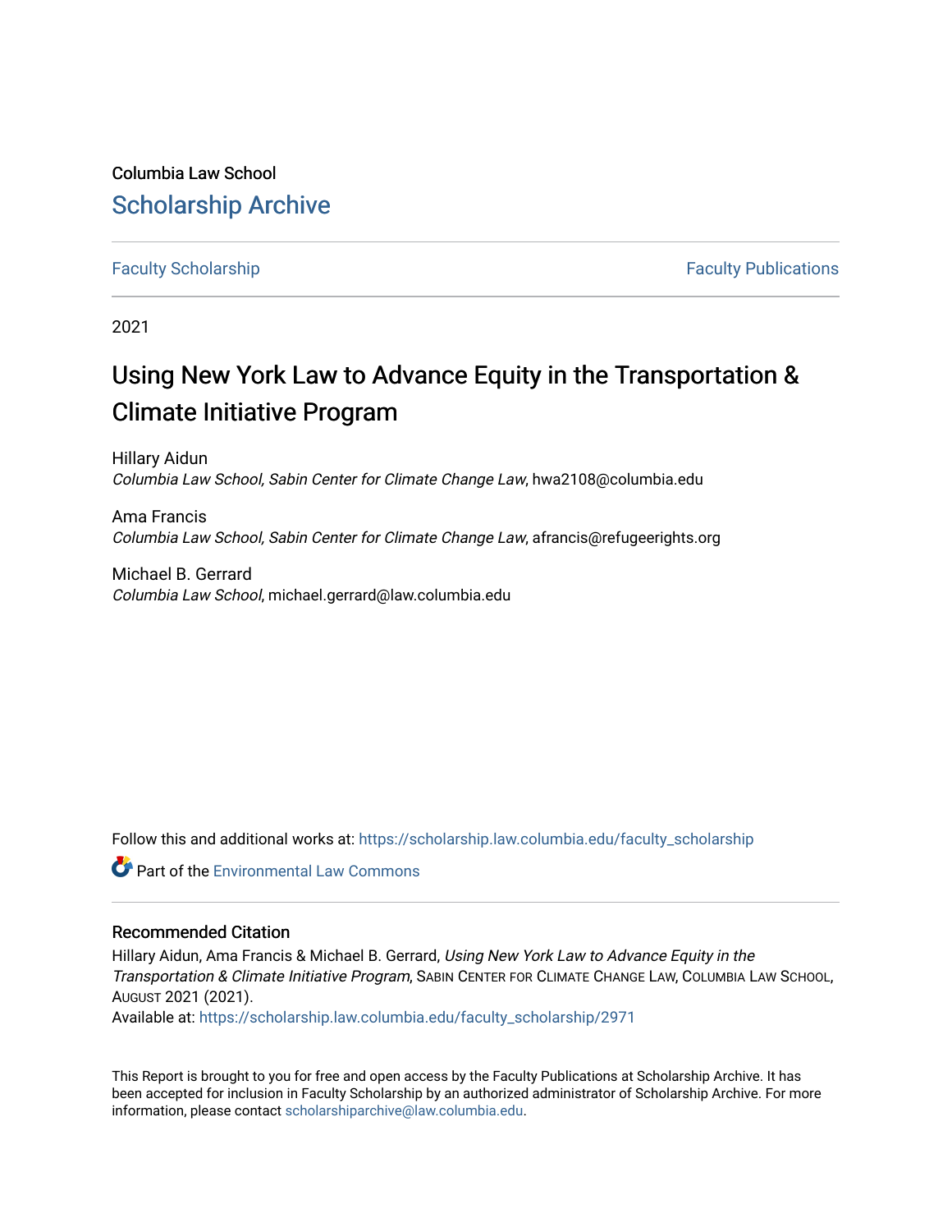Columbia Law School

# Scholarship Archive

Faculty Scholarship | Faculty Publications

2021

# Using New York Law to Advance Equity in the Transportation & Climate Initiative Program

Hillary Aidun
*Columbia Law School, Sabin Center for Climate Change Law*, hwa2108@columbia.edu

Ama Francis
*Columbia Law School, Sabin Center for Climate Change Law*, afrancis@refugeerights.org

Michael B. Gerrard
*Columbia Law School*, michael.gerrard@law.columbia.edu

Follow this and additional works at: https://scholarship.law.columbia.edu/faculty_scholarship

Part of the Environmental Law Commons

## Recommended Citation

Hillary Aidun, Ama Francis & Michael B. Gerrard, *Using New York Law to Advance Equity in the Transportation & Climate Initiative Program*, Sabin Center for Climate Change Law, Columbia Law School, August 2021 (2021).
Available at: https://scholarship.law.columbia.edu/faculty_scholarship/2971

This Report is brought to you for free and open access by the Faculty Publications at Scholarship Archive. It has been accepted for inclusion in Faculty Scholarship by an authorized administrator of Scholarship Archive. For more information, please contact scholarshiparchive@law.columbia.edu.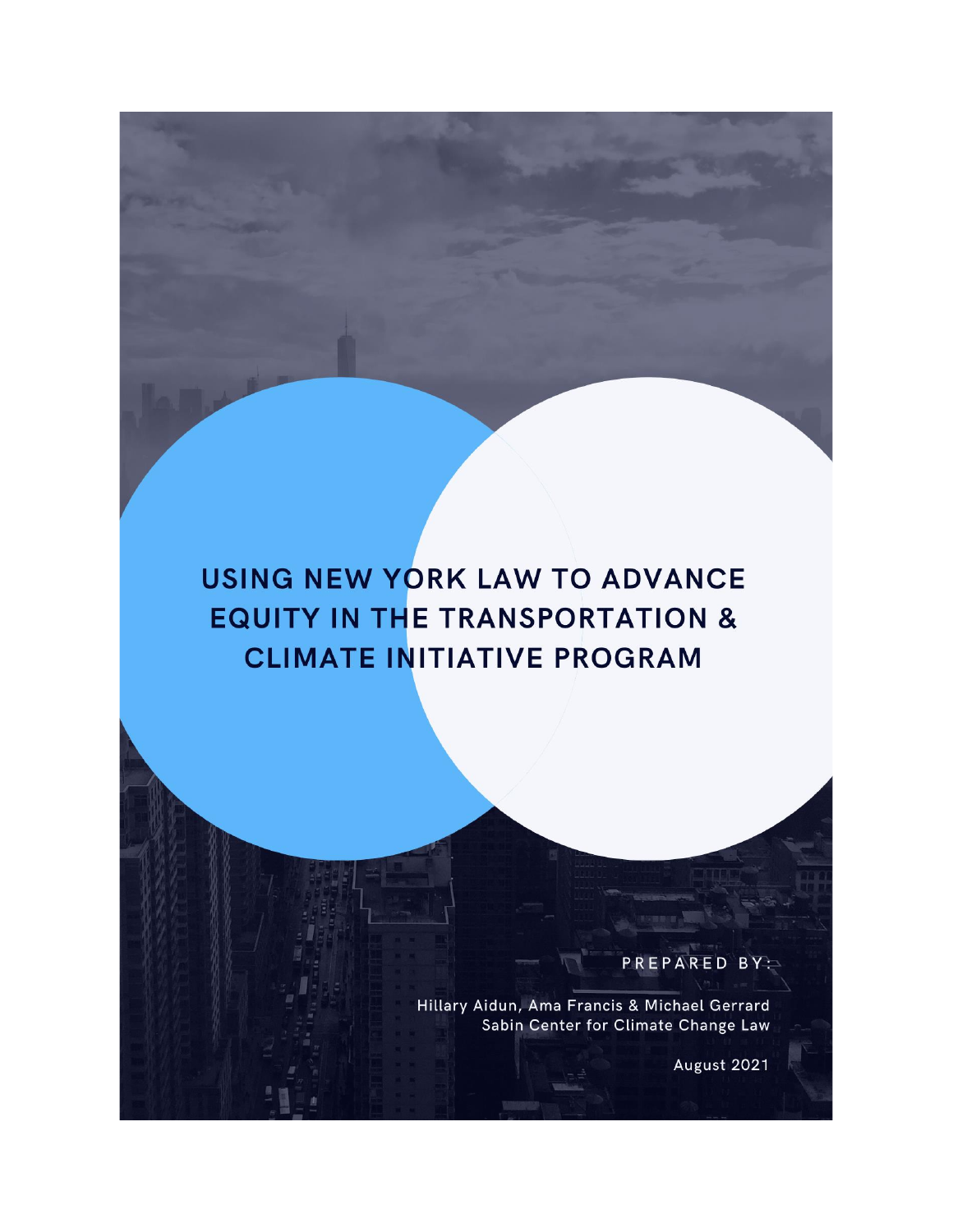# USING NEW YORK LAW TO ADVANCE EQUITY IN THE TRANSPORTATION & CLIMATE INITIATIVE PROGRAM

PREPARED BY:

Hillary Aidun, Ama Francis & Michael Gerrard
Sabin Center for Climate Change Law

August 2021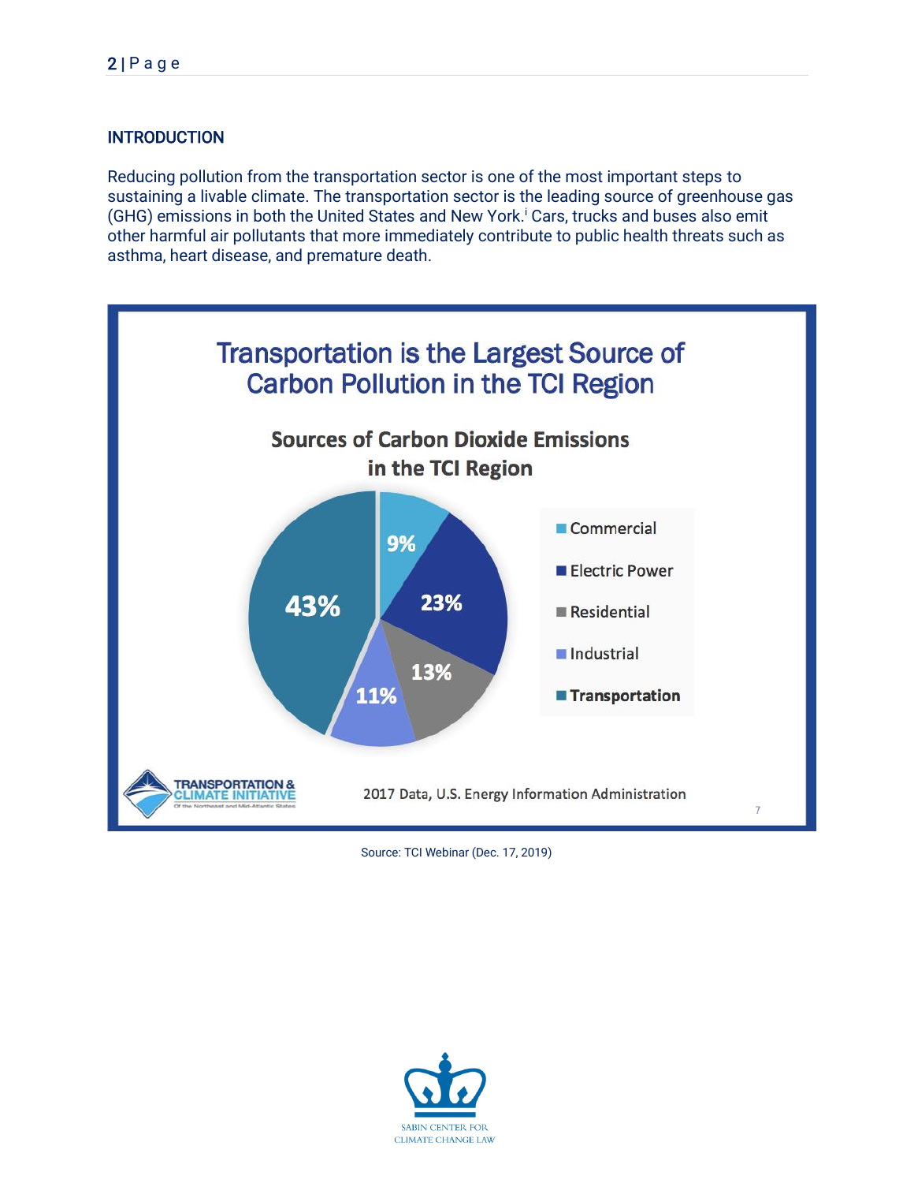## INTRODUCTION

Reducing pollution from the transportation sector is one of the most important steps to sustaining a livable climate. The transportation sector is the leading source of greenhouse gas (GHG) emissions in both the United States and New York.[i] Cars, trucks and buses also emit other harmful air pollutants that more immediately contribute to public health threats such as asthma, heart disease, and premature death.

**Transportation is the Largest Source of Carbon Pollution in the TCI Region**

**Sources of Carbon Dioxide Emissions in the TCI Region**

| Source | Share |
|---|---|
| Commercial | 9% |
| Electric Power | 23% |
| Residential | 13% |
| Industrial | 11% |
| Transportation | 43% |

2017 Data, U.S. Energy Information Administration

Source: TCI Webinar (Dec. 17, 2019)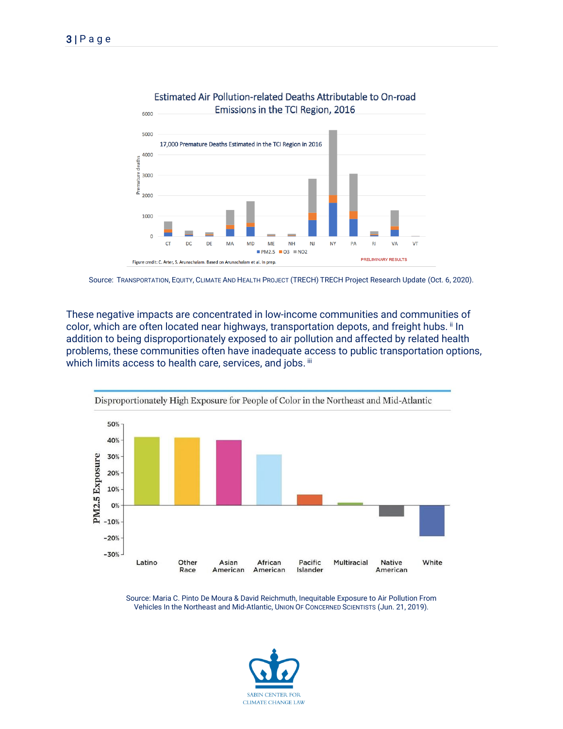Source: TRANSPORTATION, EQUITY, CLIMATE AND HEALTH PROJECT (TRECH) TRECH Project Research Update (Oct. 6, 2020).

These negative impacts are concentrated in low-income communities and communities of color, which are often located near highways, transportation depots, and freight hubs.[ii] In addition to being disproportionately exposed to air pollution and affected by related health problems, these communities often have inadequate access to public transportation options, which limits access to health care, services, and jobs.[iii]

Source: Maria C. Pinto De Moura & David Reichmuth, Inequitable Exposure to Air Pollution From Vehicles In the Northeast and Mid-Atlantic, UNION OF CONCERNED SCIENTISTS (Jun. 21, 2019).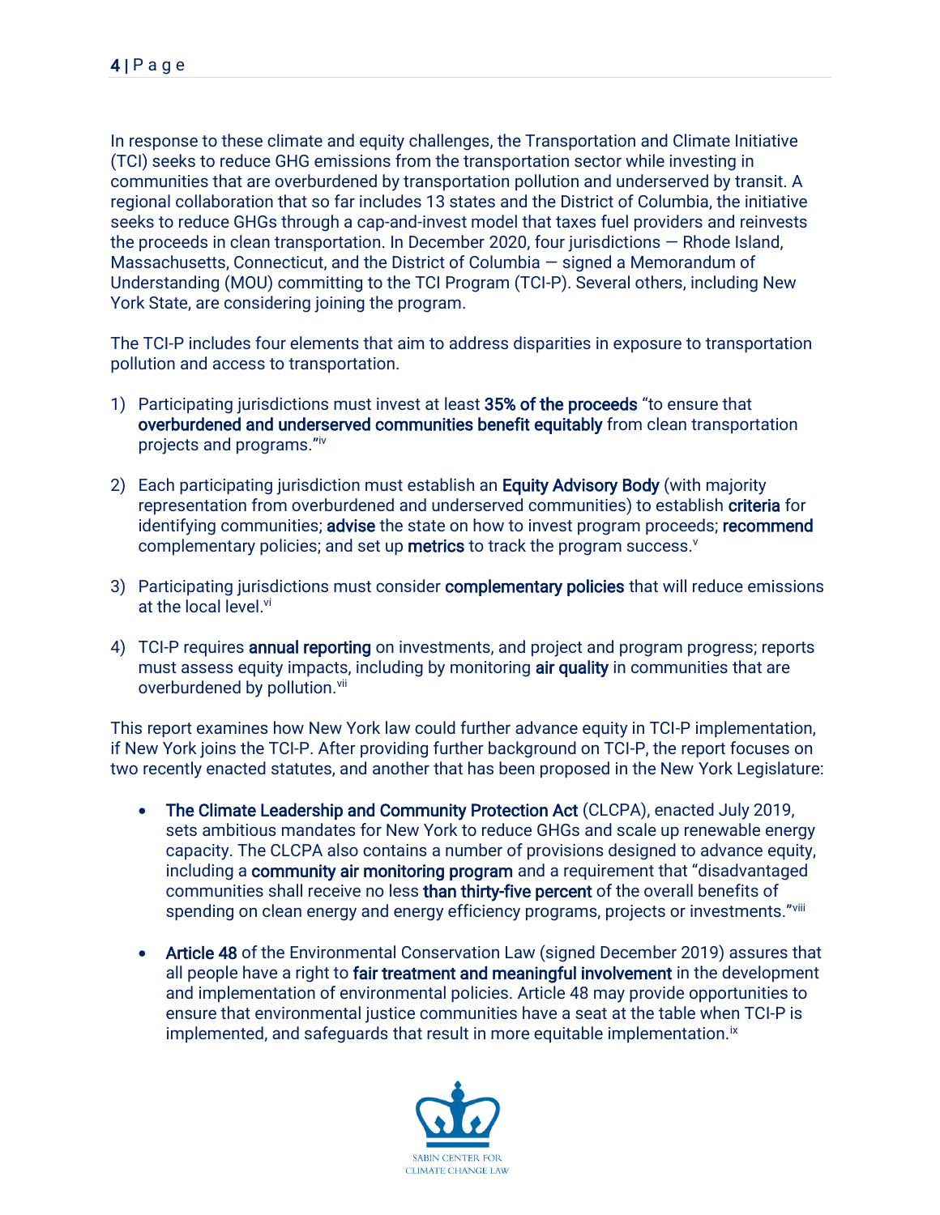In response to these climate and equity challenges, the Transportation and Climate Initiative (TCI) seeks to reduce GHG emissions from the transportation sector while investing in communities that are overburdened by transportation pollution and underserved by transit. A regional collaboration that so far includes 13 states and the District of Columbia, the initiative seeks to reduce GHGs through a cap-and-invest model that taxes fuel providers and reinvests the proceeds in clean transportation. In December 2020, four jurisdictions — Rhode Island, Massachusetts, Connecticut, and the District of Columbia — signed a Memorandum of Understanding (MOU) committing to the TCI Program (TCI-P). Several others, including New York State, are considering joining the program.

The TCI-P includes four elements that aim to address disparities in exposure to transportation pollution and access to transportation.

1) Participating jurisdictions must invest at least **35% of the proceeds** "to ensure that **overburdened and underserved communities benefit equitably** from clean transportation projects and programs."[iv]

2) Each participating jurisdiction must establish an **Equity Advisory Body** (with majority representation from overburdened and underserved communities) to establish **criteria** for identifying communities; **advise** the state on how to invest program proceeds; **recommend** complementary policies; and set up **metrics** to track the program success.[v]

3) Participating jurisdictions must consider **complementary policies** that will reduce emissions at the local level.[vi]

4) TCI-P requires **annual reporting** on investments, and project and program progress; reports must assess equity impacts, including by monitoring **air quality** in communities that are overburdened by pollution.[vii]

This report examines how New York law could further advance equity in TCI-P implementation, if New York joins the TCI-P. After providing further background on TCI-P, the report focuses on two recently enacted statutes, and another that has been proposed in the New York Legislature:

- **The Climate Leadership and Community Protection Act** (CLCPA), enacted July 2019, sets ambitious mandates for New York to reduce GHGs and scale up renewable energy capacity. The CLCPA also contains a number of provisions designed to advance equity, including a **community air monitoring program** and a requirement that "disadvantaged communities shall receive no less **than thirty-five percent** of the overall benefits of spending on clean energy and energy efficiency programs, projects or investments."[viii]

- **Article 48** of the Environmental Conservation Law (signed December 2019) assures that all people have a right to **fair treatment and meaningful involvement** in the development and implementation of environmental policies. Article 48 may provide opportunities to ensure that environmental justice communities have a seat at the table when TCI-P is implemented, and safeguards that result in more equitable implementation.[ix]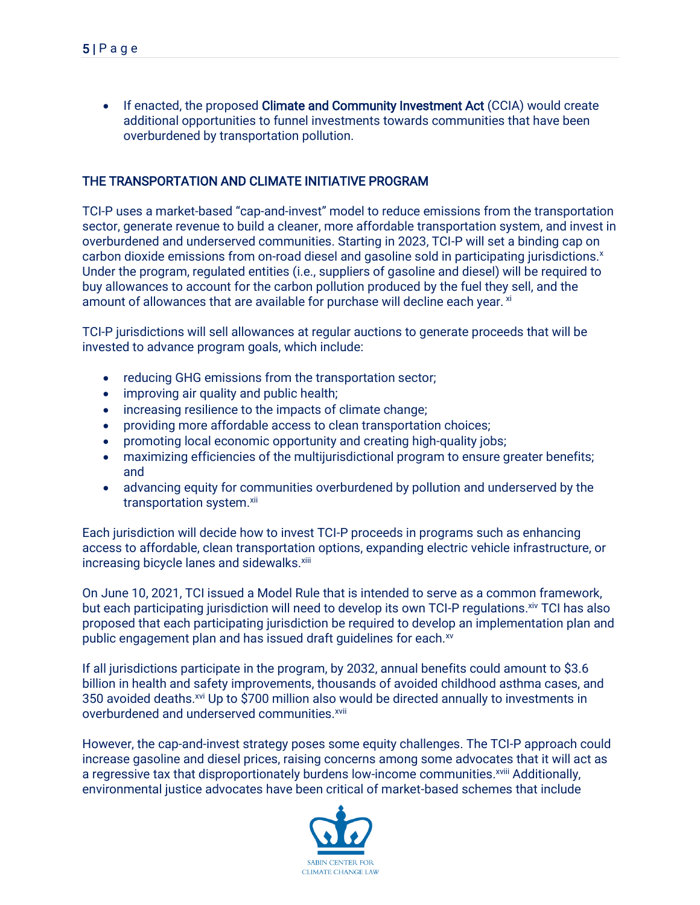- If enacted, the proposed **Climate and Community Investment Act** (CCIA) would create additional opportunities to funnel investments towards communities that have been overburdened by transportation pollution.

## THE TRANSPORTATION AND CLIMATE INITIATIVE PROGRAM

TCI-P uses a market-based "cap-and-invest" model to reduce emissions from the transportation sector, generate revenue to build a cleaner, more affordable transportation system, and invest in overburdened and underserved communities. Starting in 2023, TCI-P will set a binding cap on carbon dioxide emissions from on-road diesel and gasoline sold in participating jurisdictions.[x] Under the program, regulated entities (i.e., suppliers of gasoline and diesel) will be required to buy allowances to account for the carbon pollution produced by the fuel they sell, and the amount of allowances that are available for purchase will decline each year. [xi]

TCI-P jurisdictions will sell allowances at regular auctions to generate proceeds that will be invested to advance program goals, which include:

- reducing GHG emissions from the transportation sector;
- improving air quality and public health;
- increasing resilience to the impacts of climate change;
- providing more affordable access to clean transportation choices;
- promoting local economic opportunity and creating high-quality jobs;
- maximizing efficiencies of the multijurisdictional program to ensure greater benefits; and
- advancing equity for communities overburdened by pollution and underserved by the transportation system.[xii]

Each jurisdiction will decide how to invest TCI-P proceeds in programs such as enhancing access to affordable, clean transportation options, expanding electric vehicle infrastructure, or increasing bicycle lanes and sidewalks.[xiii]

On June 10, 2021, TCI issued a Model Rule that is intended to serve as a common framework, but each participating jurisdiction will need to develop its own TCI-P regulations.[xiv] TCI has also proposed that each participating jurisdiction be required to develop an implementation plan and public engagement plan and has issued draft guidelines for each.[xv]

If all jurisdictions participate in the program, by 2032, annual benefits could amount to $3.6 billion in health and safety improvements, thousands of avoided childhood asthma cases, and 350 avoided deaths.[xvi] Up to $700 million also would be directed annually to investments in overburdened and underserved communities.[xvii]

However, the cap-and-invest strategy poses some equity challenges. The TCI-P approach could increase gasoline and diesel prices, raising concerns among some advocates that it will act as a regressive tax that disproportionately burdens low-income communities.[xviii] Additionally, environmental justice advocates have been critical of market-based schemes that include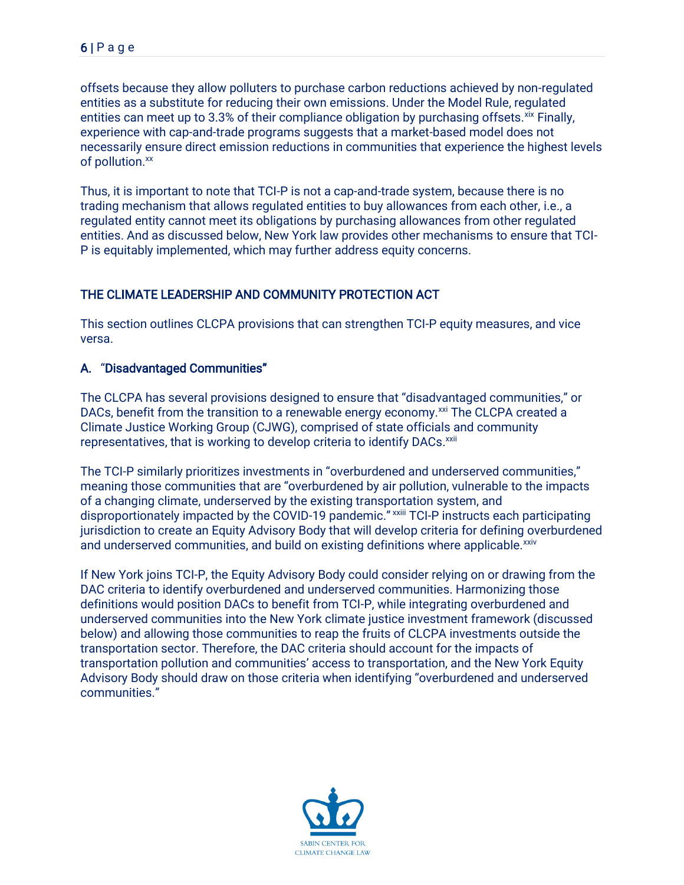offsets because they allow polluters to purchase carbon reductions achieved by non-regulated entities as a substitute for reducing their own emissions. Under the Model Rule, regulated entities can meet up to 3.3% of their compliance obligation by purchasing offsets.[xix] Finally, experience with cap-and-trade programs suggests that a market-based model does not necessarily ensure direct emission reductions in communities that experience the highest levels of pollution.[xx]

Thus, it is important to note that TCI-P is not a cap-and-trade system, because there is no trading mechanism that allows regulated entities to buy allowances from each other, i.e., a regulated entity cannot meet its obligations by purchasing allowances from other regulated entities. And as discussed below, New York law provides other mechanisms to ensure that TCI-P is equitably implemented, which may further address equity concerns.

## THE CLIMATE LEADERSHIP AND COMMUNITY PROTECTION ACT

This section outlines CLCPA provisions that can strengthen TCI-P equity measures, and vice versa.

### A. "Disadvantaged Communities"

The CLCPA has several provisions designed to ensure that "disadvantaged communities," or DACs, benefit from the transition to a renewable energy economy.[xxi] The CLCPA created a Climate Justice Working Group (CJWG), comprised of state officials and community representatives, that is working to develop criteria to identify DACs.[xxii]

The TCI-P similarly prioritizes investments in "overburdened and underserved communities," meaning those communities that are "overburdened by air pollution, vulnerable to the impacts of a changing climate, underserved by the existing transportation system, and disproportionately impacted by the COVID-19 pandemic."[xxiii] TCI-P instructs each participating jurisdiction to create an Equity Advisory Body that will develop criteria for defining overburdened and underserved communities, and build on existing definitions where applicable.[xxiv]

If New York joins TCI-P, the Equity Advisory Body could consider relying on or drawing from the DAC criteria to identify overburdened and underserved communities. Harmonizing those definitions would position DACs to benefit from TCI-P, while integrating overburdened and underserved communities into the New York climate justice investment framework (discussed below) and allowing those communities to reap the fruits of CLCPA investments outside the transportation sector. Therefore, the DAC criteria should account for the impacts of transportation pollution and communities' access to transportation, and the New York Equity Advisory Body should draw on those criteria when identifying "overburdened and underserved communities."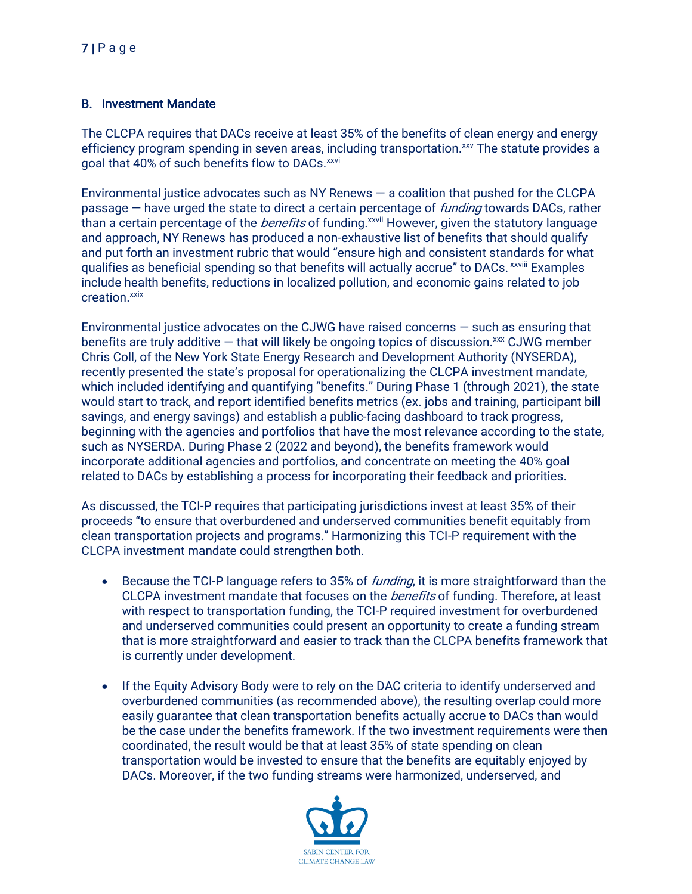## B. Investment Mandate

The CLCPA requires that DACs receive at least 35% of the benefits of clean energy and energy efficiency program spending in seven areas, including transportation.[xxv] The statute provides a goal that 40% of such benefits flow to DACs.[xxvi]

Environmental justice advocates such as NY Renews — a coalition that pushed for the CLCPA passage — have urged the state to direct a certain percentage of *funding* towards DACs, rather than a certain percentage of the *benefits* of funding.[xxvii] However, given the statutory language and approach, NY Renews has produced a non-exhaustive list of benefits that should qualify and put forth an investment rubric that would "ensure high and consistent standards for what qualifies as beneficial spending so that benefits will actually accrue" to DACs.[xxviii] Examples include health benefits, reductions in localized pollution, and economic gains related to job creation.[xxix]

Environmental justice advocates on the CJWG have raised concerns — such as ensuring that benefits are truly additive — that will likely be ongoing topics of discussion.[xxx] CJWG member Chris Coll, of the New York State Energy Research and Development Authority (NYSERDA), recently presented the state's proposal for operationalizing the CLCPA investment mandate, which included identifying and quantifying "benefits." During Phase 1 (through 2021), the state would start to track, and report identified benefits metrics (ex. jobs and training, participant bill savings, and energy savings) and establish a public-facing dashboard to track progress, beginning with the agencies and portfolios that have the most relevance according to the state, such as NYSERDA. During Phase 2 (2022 and beyond), the benefits framework would incorporate additional agencies and portfolios, and concentrate on meeting the 40% goal related to DACs by establishing a process for incorporating their feedback and priorities.

As discussed, the TCI-P requires that participating jurisdictions invest at least 35% of their proceeds "to ensure that overburdened and underserved communities benefit equitably from clean transportation projects and programs." Harmonizing this TCI-P requirement with the CLCPA investment mandate could strengthen both.

- Because the TCI-P language refers to 35% of *funding*, it is more straightforward than the CLCPA investment mandate that focuses on the *benefits* of funding. Therefore, at least with respect to transportation funding, the TCI-P required investment for overburdened and underserved communities could present an opportunity to create a funding stream that is more straightforward and easier to track than the CLCPA benefits framework that is currently under development.

- If the Equity Advisory Body were to rely on the DAC criteria to identify underserved and overburdened communities (as recommended above), the resulting overlap could more easily guarantee that clean transportation benefits actually accrue to DACs than would be the case under the benefits framework. If the two investment requirements were then coordinated, the result would be that at least 35% of state spending on clean transportation would be invested to ensure that the benefits are equitably enjoyed by DACs. Moreover, if the two funding streams were harmonized, underserved, and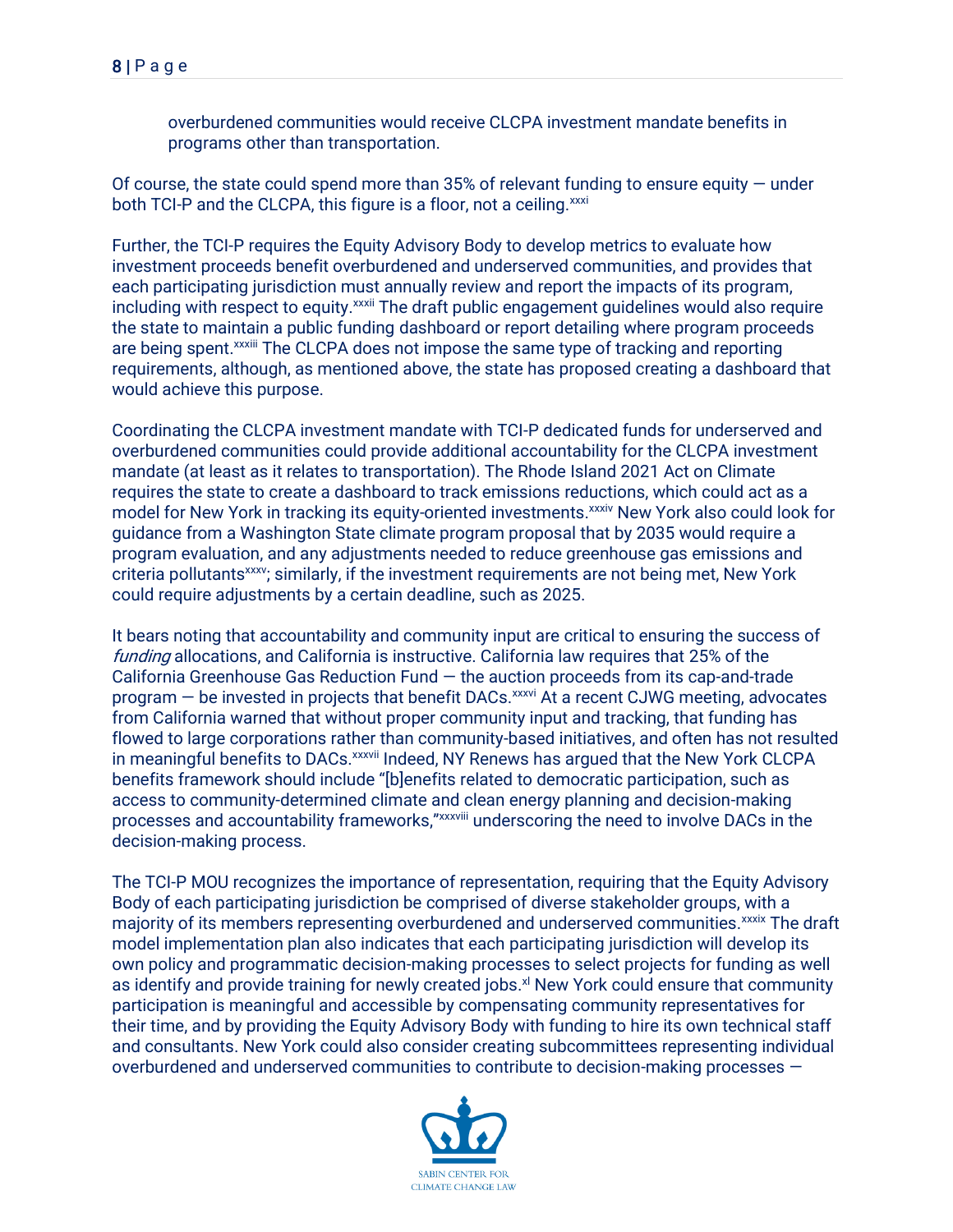overburdened communities would receive CLCPA investment mandate benefits in programs other than transportation.

Of course, the state could spend more than 35% of relevant funding to ensure equity — under both TCI-P and the CLCPA, this figure is a floor, not a ceiling.[xxxi]

Further, the TCI-P requires the Equity Advisory Body to develop metrics to evaluate how investment proceeds benefit overburdened and underserved communities, and provides that each participating jurisdiction must annually review and report the impacts of its program, including with respect to equity.[xxxii] The draft public engagement guidelines would also require the state to maintain a public funding dashboard or report detailing where program proceeds are being spent.[xxxiii] The CLCPA does not impose the same type of tracking and reporting requirements, although, as mentioned above, the state has proposed creating a dashboard that would achieve this purpose.

Coordinating the CLCPA investment mandate with TCI-P dedicated funds for underserved and overburdened communities could provide additional accountability for the CLCPA investment mandate (at least as it relates to transportation). The Rhode Island 2021 Act on Climate requires the state to create a dashboard to track emissions reductions, which could act as a model for New York in tracking its equity-oriented investments.[xxxiv] New York also could look for guidance from a Washington State climate program proposal that by 2035 would require a program evaluation, and any adjustments needed to reduce greenhouse gas emissions and criteria pollutants[xxxv]; similarly, if the investment requirements are not being met, New York could require adjustments by a certain deadline, such as 2025.

It bears noting that accountability and community input are critical to ensuring the success of *funding* allocations, and California is instructive. California law requires that 25% of the California Greenhouse Gas Reduction Fund — the auction proceeds from its cap-and-trade program — be invested in projects that benefit DACs.[xxxvi] At a recent CJWG meeting, advocates from California warned that without proper community input and tracking, that funding has flowed to large corporations rather than community-based initiatives, and often has not resulted in meaningful benefits to DACs.[xxxvii] Indeed, NY Renews has argued that the New York CLCPA benefits framework should include "[b]enefits related to democratic participation, such as access to community-determined climate and clean energy planning and decision-making processes and accountability frameworks,"[xxxviii] underscoring the need to involve DACs in the decision-making process.

The TCI-P MOU recognizes the importance of representation, requiring that the Equity Advisory Body of each participating jurisdiction be comprised of diverse stakeholder groups, with a majority of its members representing overburdened and underserved communities.[xxxix] The draft model implementation plan also indicates that each participating jurisdiction will develop its own policy and programmatic decision-making processes to select projects for funding as well as identify and provide training for newly created jobs.[xl] New York could ensure that community participation is meaningful and accessible by compensating community representatives for their time, and by providing the Equity Advisory Body with funding to hire its own technical staff and consultants. New York could also consider creating subcommittees representing individual overburdened and underserved communities to contribute to decision-making processes —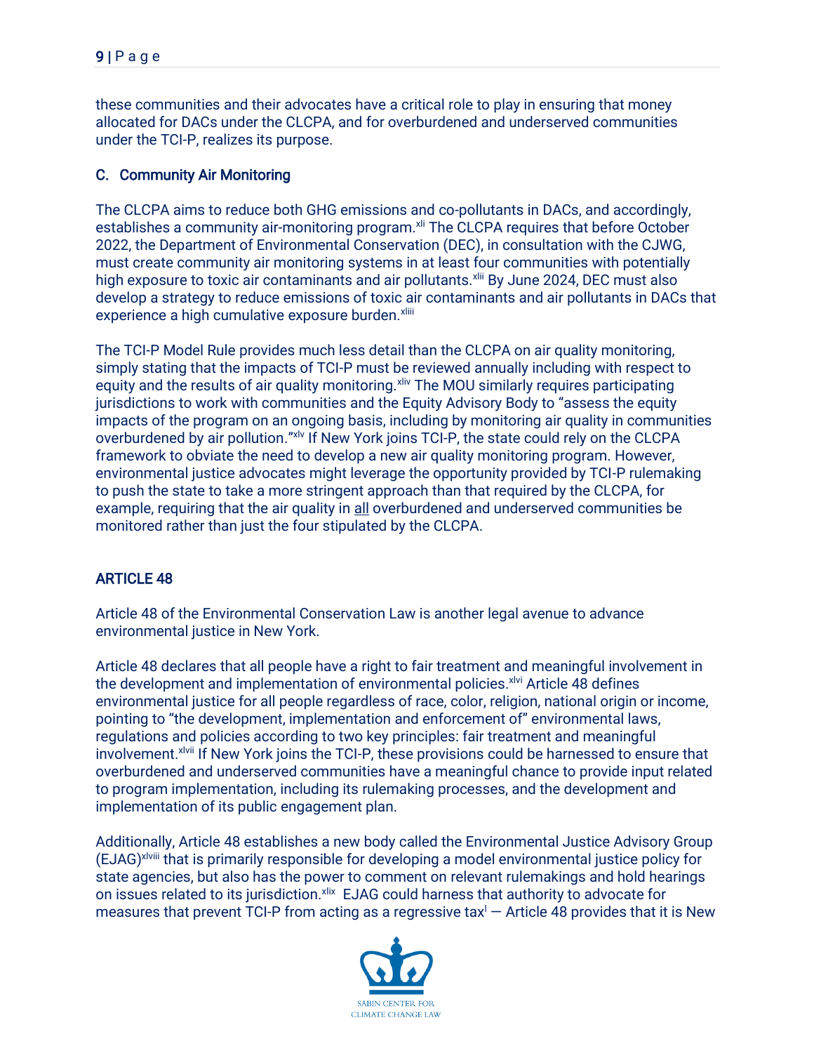these communities and their advocates have a critical role to play in ensuring that money allocated for DACs under the CLCPA, and for overburdened and underserved communities under the TCI-P, realizes its purpose.

### C. Community Air Monitoring

The CLCPA aims to reduce both GHG emissions and co-pollutants in DACs, and accordingly, establishes a community air-monitoring program.[xli] The CLCPA requires that before October 2022, the Department of Environmental Conservation (DEC), in consultation with the CJWG, must create community air monitoring systems in at least four communities with potentially high exposure to toxic air contaminants and air pollutants.[xlii] By June 2024, DEC must also develop a strategy to reduce emissions of toxic air contaminants and air pollutants in DACs that experience a high cumulative exposure burden.[xliii]

The TCI-P Model Rule provides much less detail than the CLCPA on air quality monitoring, simply stating that the impacts of TCI-P must be reviewed annually including with respect to equity and the results of air quality monitoring.[xliv] The MOU similarly requires participating jurisdictions to work with communities and the Equity Advisory Body to "assess the equity impacts of the program on an ongoing basis, including by monitoring air quality in communities overburdened by air pollution."[xlv] If New York joins TCI-P, the state could rely on the CLCPA framework to obviate the need to develop a new air quality monitoring program. However, environmental justice advocates might leverage the opportunity provided by TCI-P rulemaking to push the state to take a more stringent approach than that required by the CLCPA, for example, requiring that the air quality in all overburdened and underserved communities be monitored rather than just the four stipulated by the CLCPA.

## ARTICLE 48

Article 48 of the Environmental Conservation Law is another legal avenue to advance environmental justice in New York.

Article 48 declares that all people have a right to fair treatment and meaningful involvement in the development and implementation of environmental policies.[xlvi] Article 48 defines environmental justice for all people regardless of race, color, religion, national origin or income, pointing to "the development, implementation and enforcement of" environmental laws, regulations and policies according to two key principles: fair treatment and meaningful involvement.[xlvii] If New York joins the TCI-P, these provisions could be harnessed to ensure that overburdened and underserved communities have a meaningful chance to provide input related to program implementation, including its rulemaking processes, and the development and implementation of its public engagement plan.

Additionally, Article 48 establishes a new body called the Environmental Justice Advisory Group (EJAG)[xlviii] that is primarily responsible for developing a model environmental justice policy for state agencies, but also has the power to comment on relevant rulemakings and hold hearings on issues related to its jurisdiction.[xlix] EJAG could harness that authority to advocate for measures that prevent TCI-P from acting as a regressive tax[l] — Article 48 provides that it is New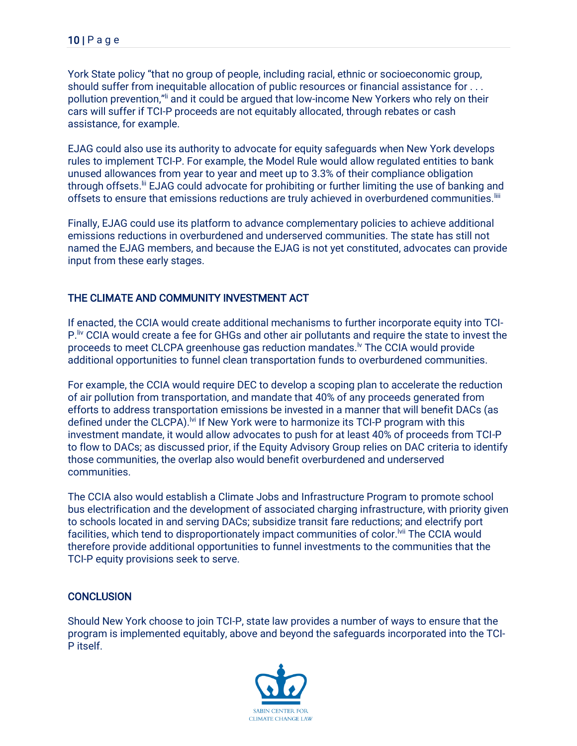York State policy "that no group of people, including racial, ethnic or socioeconomic group, should suffer from inequitable allocation of public resources or financial assistance for . . . pollution prevention,"[li] and it could be argued that low-income New Yorkers who rely on their cars will suffer if TCI-P proceeds are not equitably allocated, through rebates or cash assistance, for example.

EJAG could also use its authority to advocate for equity safeguards when New York develops rules to implement TCI-P. For example, the Model Rule would allow regulated entities to bank unused allowances from year to year and meet up to 3.3% of their compliance obligation through offsets.[lii] EJAG could advocate for prohibiting or further limiting the use of banking and offsets to ensure that emissions reductions are truly achieved in overburdened communities.[liii]

Finally, EJAG could use its platform to advance complementary policies to achieve additional emissions reductions in overburdened and underserved communities. The state has still not named the EJAG members, and because the EJAG is not yet constituted, advocates can provide input from these early stages.

## THE CLIMATE AND COMMUNITY INVESTMENT ACT

If enacted, the CCIA would create additional mechanisms to further incorporate equity into TCI-P.[liv] CCIA would create a fee for GHGs and other air pollutants and require the state to invest the proceeds to meet CLCPA greenhouse gas reduction mandates.[lv] The CCIA would provide additional opportunities to funnel clean transportation funds to overburdened communities.

For example, the CCIA would require DEC to develop a scoping plan to accelerate the reduction of air pollution from transportation, and mandate that 40% of any proceeds generated from efforts to address transportation emissions be invested in a manner that will benefit DACs (as defined under the CLCPA).[lvi] If New York were to harmonize its TCI-P program with this investment mandate, it would allow advocates to push for at least 40% of proceeds from TCI-P to flow to DACs; as discussed prior, if the Equity Advisory Group relies on DAC criteria to identify those communities, the overlap also would benefit overburdened and underserved communities.

The CCIA also would establish a Climate Jobs and Infrastructure Program to promote school bus electrification and the development of associated charging infrastructure, with priority given to schools located in and serving DACs; subsidize transit fare reductions; and electrify port facilities, which tend to disproportionately impact communities of color.[lvii] The CCIA would therefore provide additional opportunities to funnel investments to the communities that the TCI-P equity provisions seek to serve.

## CONCLUSION

Should New York choose to join TCI-P, state law provides a number of ways to ensure that the program is implemented equitably, above and beyond the safeguards incorporated into the TCI-P itself.

SABIN CENTER FOR CLIMATE CHANGE LAW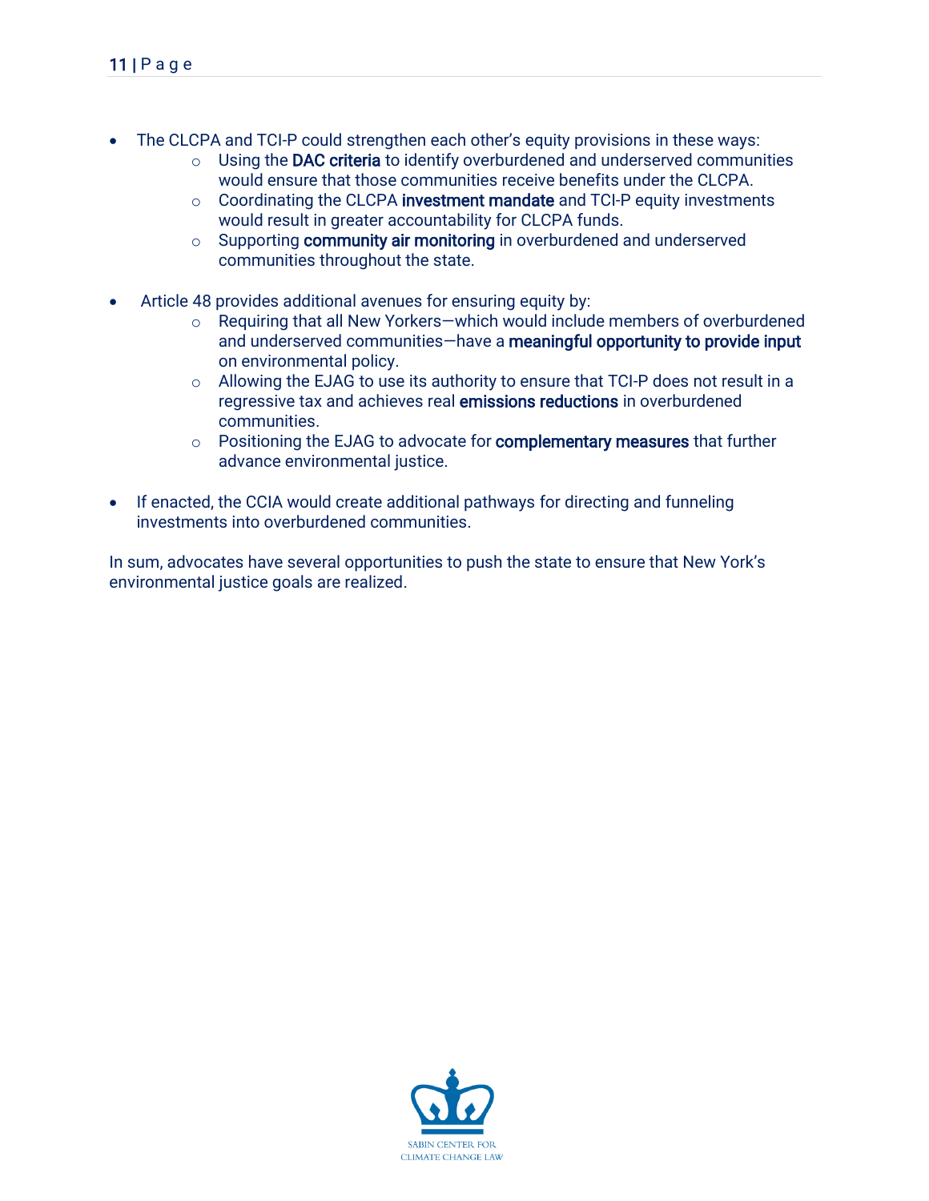- The CLCPA and TCI-P could strengthen each other's equity provisions in these ways:
    - Using the **DAC criteria** to identify overburdened and underserved communities would ensure that those communities receive benefits under the CLCPA.
    - Coordinating the CLCPA **investment mandate** and TCI-P equity investments would result in greater accountability for CLCPA funds.
    - Supporting **community air monitoring** in overburdened and underserved communities throughout the state.

- Article 48 provides additional avenues for ensuring equity by:
    - Requiring that all New Yorkers—which would include members of overburdened and underserved communities—have a **meaningful opportunity to provide input** on environmental policy.
    - Allowing the EJAG to use its authority to ensure that TCI-P does not result in a regressive tax and achieves real **emissions reductions** in overburdened communities.
    - Positioning the EJAG to advocate for **complementary measures** that further advance environmental justice.

- If enacted, the CCIA would create additional pathways for directing and funneling investments into overburdened communities.

In sum, advocates have several opportunities to push the state to ensure that New York's environmental justice goals are realized.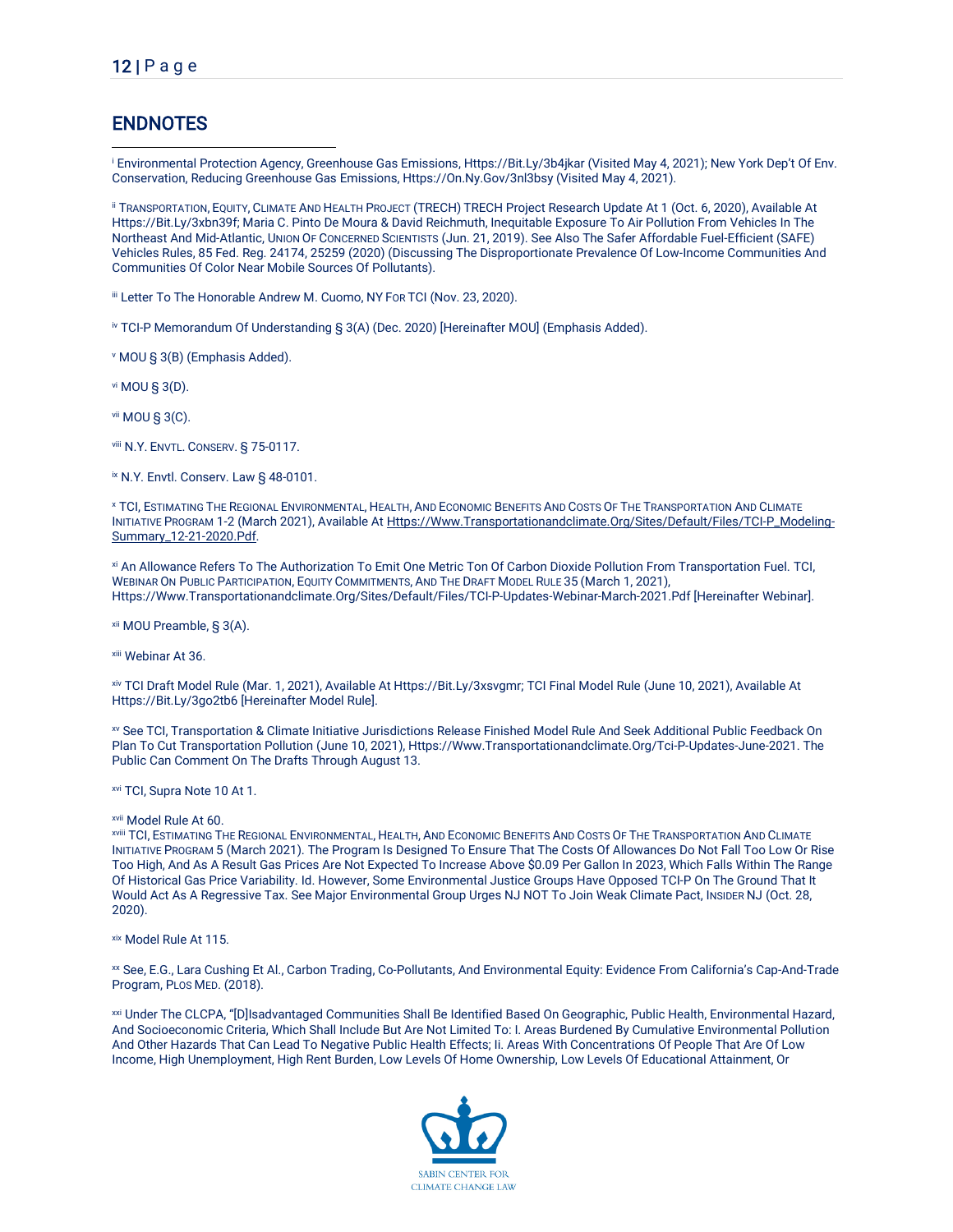## ENDNOTES

[i] Environmental Protection Agency, Greenhouse Gas Emissions, Https://Bit.Ly/3b4jkar (Visited May 4, 2021); New York Dep't Of Env. Conservation, Reducing Greenhouse Gas Emissions, Https://On.Ny.Gov/3nl3bsy (Visited May 4, 2021).

[ii] TRANSPORTATION, EQUITY, CLIMATE AND HEALTH PROJECT (TRECH) TRECH Project Research Update At 1 (Oct. 6, 2020), Available At Https://Bit.Ly/3xbn39f; Maria C. Pinto De Moura & David Reichmuth, Inequitable Exposure To Air Pollution From Vehicles In The Northeast And Mid-Atlantic, UNION OF CONCERNED SCIENTISTS (Jun. 21, 2019). See Also The Safer Affordable Fuel-Efficient (SAFE) Vehicles Rules, 85 Fed. Reg. 24174, 25259 (2020) (Discussing The Disproportionate Prevalence Of Low-Income Communities And Communities Of Color Near Mobile Sources Of Pollutants).

[iii] Letter To The Honorable Andrew M. Cuomo, NY FOR TCI (Nov. 23, 2020).

[iv] TCI-P Memorandum Of Understanding § 3(A) (Dec. 2020) [Hereinafter MOU] (Emphasis Added).

[v] MOU § 3(B) (Emphasis Added).

[vi] MOU § 3(D).

[vii] MOU § 3(C).

[viii] N.Y. ENVTL. CONSERV. § 75-0117.

[ix] N.Y. Envtl. Conserv. Law § 48-0101.

[x] TCI, ESTIMATING THE REGIONAL ENVIRONMENTAL, HEALTH, AND ECONOMIC BENEFITS AND COSTS OF THE TRANSPORTATION AND CLIMATE INITIATIVE PROGRAM 1-2 (March 2021), Available At Https://Www.Transportationandclimate.Org/Sites/Default/Files/TCI-P_Modeling-Summary_12-21-2020.Pdf.

[xi] An Allowance Refers To The Authorization To Emit One Metric Ton Of Carbon Dioxide Pollution From Transportation Fuel. TCI, WEBINAR ON PUBLIC PARTICIPATION, EQUITY COMMITMENTS, AND THE DRAFT MODEL RULE 35 (March 1, 2021), Https://Www.Transportationandclimate.Org/Sites/Default/Files/TCI-P-Updates-Webinar-March-2021.Pdf [Hereinafter Webinar].

[xii] MOU Preamble, § 3(A).

[xiii] Webinar At 36.

[xiv] TCI Draft Model Rule (Mar. 1, 2021), Available At Https://Bit.Ly/3xsvgmr; TCI Final Model Rule (June 10, 2021), Available At Https://Bit.Ly/3go2tb6 [Hereinafter Model Rule].

[xv] See TCI, Transportation & Climate Initiative Jurisdictions Release Finished Model Rule And Seek Additional Public Feedback On Plan To Cut Transportation Pollution (June 10, 2021), Https://Www.Transportationandclimate.Org/Tci-P-Updates-June-2021. The Public Can Comment On The Drafts Through August 13.

[xvi] TCI, Supra Note 10 At 1.

[xvii] Model Rule At 60.

[xviii] TCI, ESTIMATING THE REGIONAL ENVIRONMENTAL, HEALTH, AND ECONOMIC BENEFITS AND COSTS OF THE TRANSPORTATION AND CLIMATE INITIATIVE PROGRAM 5 (March 2021). The Program Is Designed To Ensure That The Costs Of Allowances Do Not Fall Too Low Or Rise Too High, And As A Result Gas Prices Are Not Expected To Increase Above $0.09 Per Gallon In 2023, Which Falls Within The Range Of Historical Gas Price Variability. Id. However, Some Environmental Justice Groups Have Opposed TCI-P On The Ground That It Would Act As A Regressive Tax. See Major Environmental Group Urges NJ NOT To Join Weak Climate Pact, INSIDER NJ (Oct. 28, 2020).

[xix] Model Rule At 115.

[xx] See, E.G., Lara Cushing Et Al., Carbon Trading, Co-Pollutants, And Environmental Equity: Evidence From California's Cap-And-Trade Program, PLOS MED. (2018).

[xxi] Under The CLCPA, "[D]Isadvantaged Communities Shall Be Identified Based On Geographic, Public Health, Environmental Hazard, And Socioeconomic Criteria, Which Shall Include But Are Not Limited To: I. Areas Burdened By Cumulative Environmental Pollution And Other Hazards That Can Lead To Negative Public Health Effects; Ii. Areas With Concentrations Of People That Are Of Low Income, High Unemployment, High Rent Burden, Low Levels Of Home Ownership, Low Levels Of Educational Attainment, Or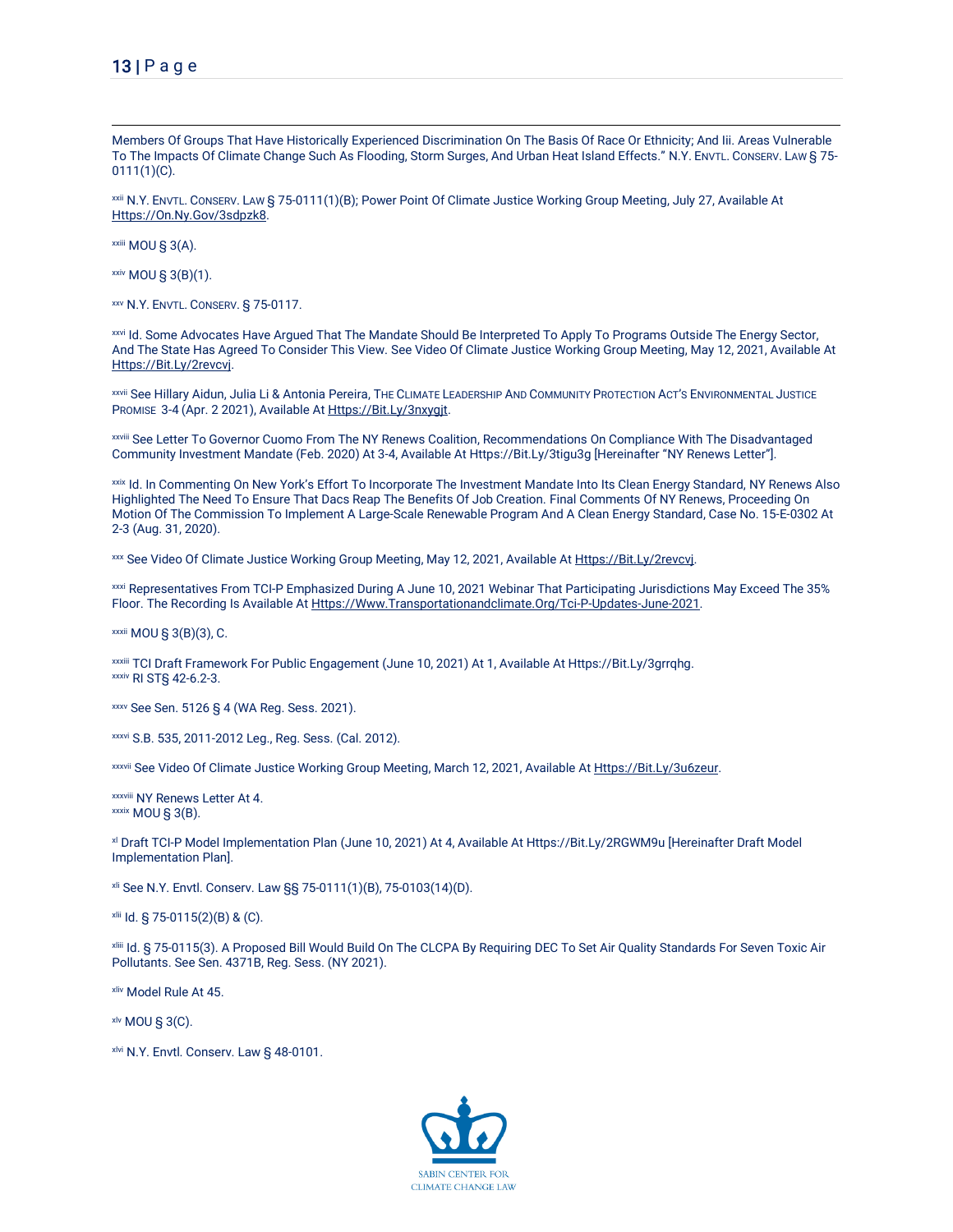Members Of Groups That Have Historically Experienced Discrimination On The Basis Of Race Or Ethnicity; And Iii. Areas Vulnerable To The Impacts Of Climate Change Such As Flooding, Storm Surges, And Urban Heat Island Effects." N.Y. ENVTL. CONSERV. LAW § 75-0111(1)(C).

[xxii] N.Y. ENVTL. CONSERV. LAW § 75-0111(1)(B); Power Point Of Climate Justice Working Group Meeting, July 27, Available At Https://On.Ny.Gov/3sdpzk8.

[xxiii] MOU § 3(A).

[xxiv] MOU § 3(B)(1).

[xxv] N.Y. ENVTL. CONSERV. § 75-0117.

[xxvi] Id. Some Advocates Have Argued That The Mandate Should Be Interpreted To Apply To Programs Outside The Energy Sector, And The State Has Agreed To Consider This View. See Video Of Climate Justice Working Group Meeting, May 12, 2021, Available At Https://Bit.Ly/2revcvj.

[xxvii] See Hillary Aidun, Julia Li & Antonia Pereira, THE CLIMATE LEADERSHIP AND COMMUNITY PROTECTION ACT'S ENVIRONMENTAL JUSTICE PROMISE 3-4 (Apr. 2 2021), Available At Https://Bit.Ly/3nxygjt.

[xxviii] See Letter To Governor Cuomo From The NY Renews Coalition, Recommendations On Compliance With The Disadvantaged Community Investment Mandate (Feb. 2020) At 3-4, Available At Https://Bit.Ly/3tigu3g [Hereinafter "NY Renews Letter"].

[xxix] Id. In Commenting On New York's Effort To Incorporate The Investment Mandate Into Its Clean Energy Standard, NY Renews Also Highlighted The Need To Ensure That Dacs Reap The Benefits Of Job Creation. Final Comments Of NY Renews, Proceeding On Motion Of The Commission To Implement A Large-Scale Renewable Program And A Clean Energy Standard, Case No. 15-E-0302 At 2-3 (Aug. 31, 2020).

[xxx] See Video Of Climate Justice Working Group Meeting, May 12, 2021, Available At Https://Bit.Ly/2revcvj.

[xxxi] Representatives From TCI-P Emphasized During A June 10, 2021 Webinar That Participating Jurisdictions May Exceed The 35% Floor. The Recording Is Available At Https://Www.Transportationandclimate.Org/Tci-P-Updates-June-2021.

[xxxii] MOU § 3(B)(3), C.

[xxxiii] TCI Draft Framework For Public Engagement (June 10, 2021) At 1, Available At Https://Bit.Ly/3grrqhg.
[xxxiv] RI ST§ 42-6.2-3.

[xxxv] See Sen. 5126 § 4 (WA Reg. Sess. 2021).

[xxxvi] S.B. 535, 2011-2012 Leg., Reg. Sess. (Cal. 2012).

[xxxvii] See Video Of Climate Justice Working Group Meeting, March 12, 2021, Available At Https://Bit.Ly/3u6zeur.

[xxxviii] NY Renews Letter At 4.
[xxxix] MOU § 3(B).

[xl] Draft TCI-P Model Implementation Plan (June 10, 2021) At 4, Available At Https://Bit.Ly/2RGWM9u [Hereinafter Draft Model Implementation Plan].

[xli] See N.Y. Envtl. Conserv. Law §§ 75-0111(1)(B), 75-0103(14)(D).

[xlii] Id. § 75-0115(2)(B) & (C).

[xliii] Id. § 75-0115(3). A Proposed Bill Would Build On The CLCPA By Requiring DEC To Set Air Quality Standards For Seven Toxic Air Pollutants. See Sen. 4371B, Reg. Sess. (NY 2021).

[xliv] Model Rule At 45.

[xlv] MOU § 3(C).

[xlvi] N.Y. Envtl. Conserv. Law § 48-0101.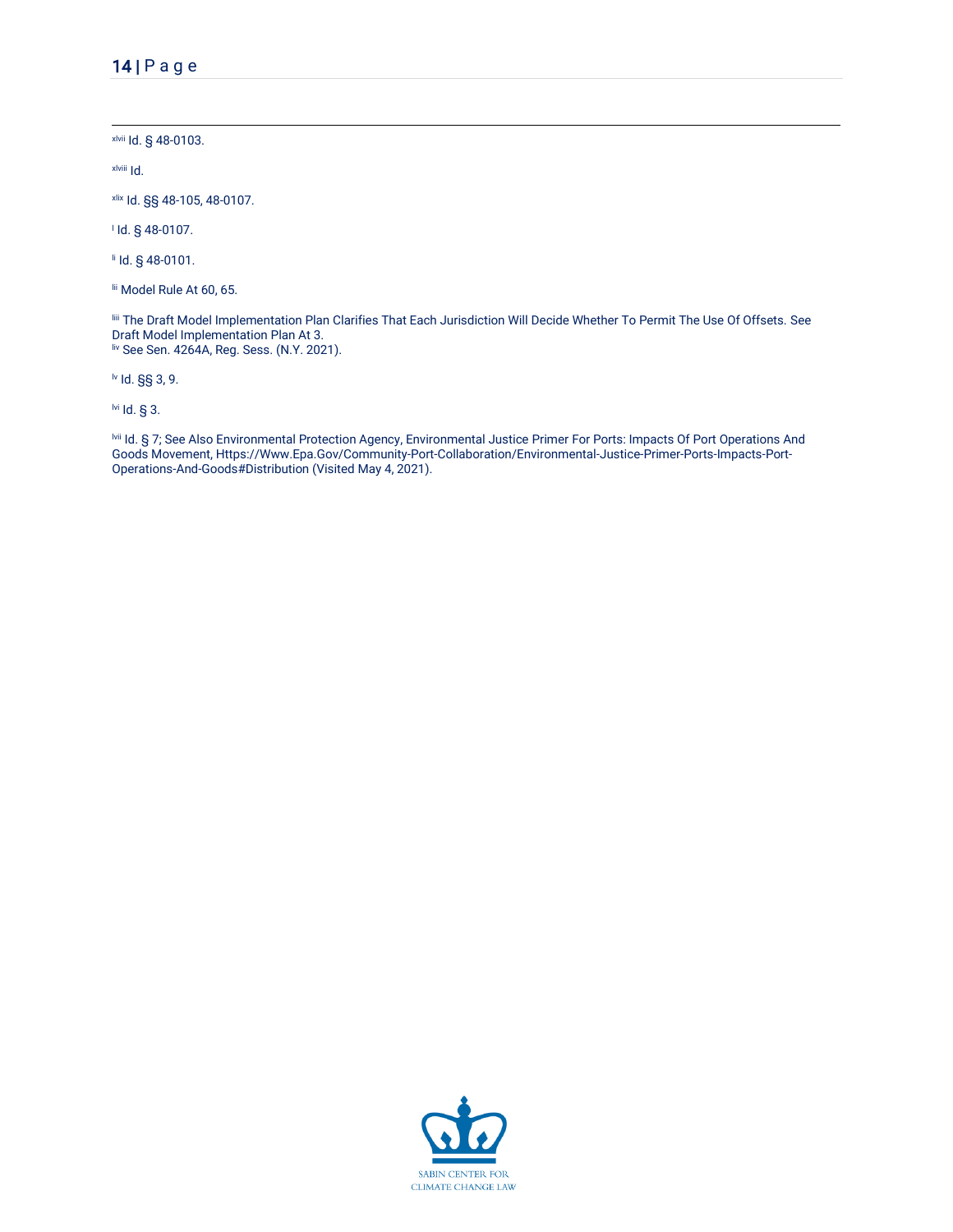[xlvii] Id. § 48-0103.

[xlviii] Id.

[xlix] Id. §§ 48-105, 48-0107.

[l] Id. § 48-0107.

[li] Id. § 48-0101.

[lii] Model Rule At 60, 65.

[liii] The Draft Model Implementation Plan Clarifies That Each Jurisdiction Will Decide Whether To Permit The Use Of Offsets. See Draft Model Implementation Plan At 3.

[liv] See Sen. 4264A, Reg. Sess. (N.Y. 2021).

[lv] Id. §§ 3, 9.

[lvi] Id. § 3.

[lvii] Id. § 7; See Also Environmental Protection Agency, Environmental Justice Primer For Ports: Impacts Of Port Operations And Goods Movement, Https://Www.Epa.Gov/Community-Port-Collaboration/Environmental-Justice-Primer-Ports-Impacts-Port-Operations-And-Goods#Distribution (Visited May 4, 2021).

SABIN CENTER FOR CLIMATE CHANGE LAW